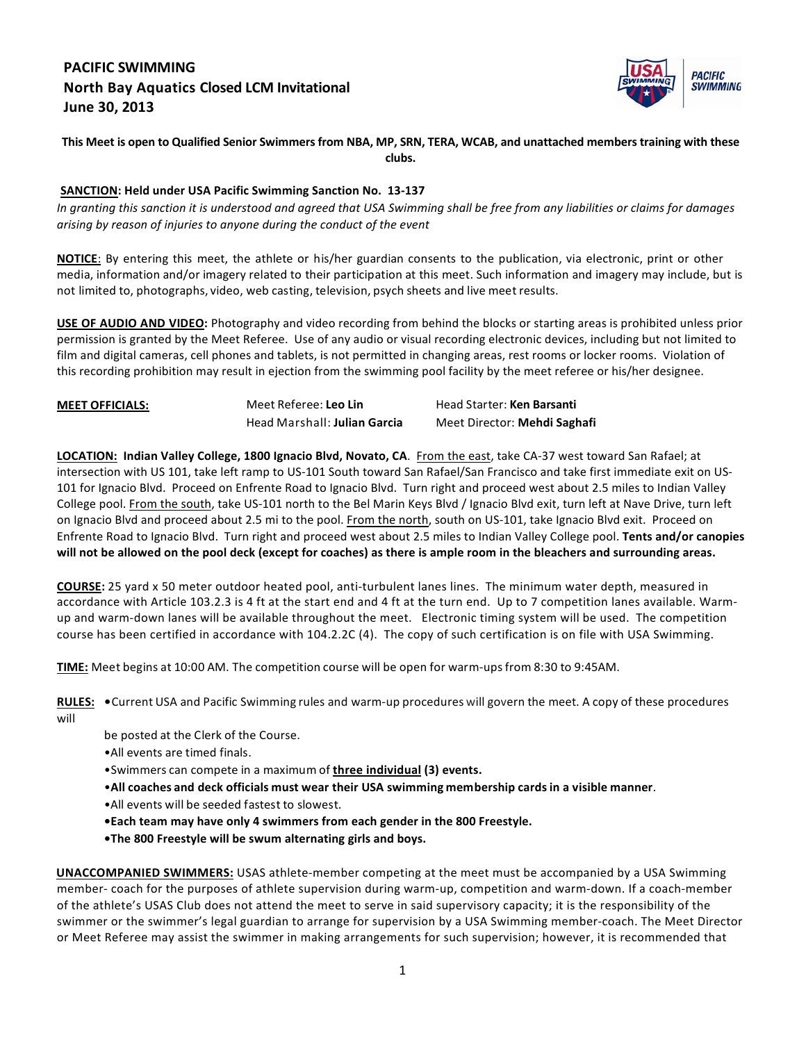# PACIFIC SWIMMING
# North Bay Aquatics Closed LCM Invitational
# June 30, 2013

**This Meet is open to Qualified Senior Swimmers from NBA, MP, SRN, TERA, WCAB, and unattached members training with these clubs.**

**SANCTION: Held under USA Pacific Swimming Sanction No. 13-137**
*In granting this sanction it is understood and agreed that USA Swimming shall be free from any liabilities or claims for damages arising by reason of injuries to anyone during the conduct of the event*

**NOTICE**: By entering this meet, the athlete or his/her guardian consents to the publication, via electronic, print or other media, information and/or imagery related to their participation at this meet. Such information and imagery may include, but is not limited to, photographs, video, web casting, television, psych sheets and live meet results.

**USE OF AUDIO AND VIDEO:** Photography and video recording from behind the blocks or starting areas is prohibited unless prior permission is granted by the Meet Referee. Use of any audio or visual recording electronic devices, including but not limited to film and digital cameras, cell phones and tablets, is not permitted in changing areas, rest rooms or locker rooms. Violation of this recording prohibition may result in ejection from the swimming pool facility by the meet referee or his/her designee.

**MEET OFFICIALS:**

| | |
|---|---|
| Meet Referee: **Leo Lin** | Head Starter: **Ken Barsanti** |
| Head Marshall: **Julian Garcia** | Meet Director: **Mehdi Saghafi** |

**LOCATION: Indian Valley College, 1800 Ignacio Blvd, Novato, CA**. From the east, take CA-37 west toward San Rafael; at intersection with US 101, take left ramp to US-101 South toward San Rafael/San Francisco and take first immediate exit on US-101 for Ignacio Blvd. Proceed on Enfrente Road to Ignacio Blvd. Turn right and proceed west about 2.5 miles to Indian Valley College pool. From the south, take US-101 north to the Bel Marin Keys Blvd / Ignacio Blvd exit, turn left at Nave Drive, turn left on Ignacio Blvd and proceed about 2.5 mi to the pool. From the north, south on US-101, take Ignacio Blvd exit. Proceed on Enfrente Road to Ignacio Blvd. Turn right and proceed west about 2.5 miles to Indian Valley College pool. **Tents and/or canopies will not be allowed on the pool deck (except for coaches) as there is ample room in the bleachers and surrounding areas.**

**COURSE:** 25 yard x 50 meter outdoor heated pool, anti-turbulent lanes lines. The minimum water depth, measured in accordance with Article 103.2.3 is 4 ft at the start end and 4 ft at the turn end. Up to 7 competition lanes available. Warm-up and warm-down lanes will be available throughout the meet. Electronic timing system will be used. The competition course has been certified in accordance with 104.2.2C (4). The copy of such certification is on file with USA Swimming.

**TIME:** Meet begins at 10:00 AM. The competition course will be open for warm-ups from 8:30 to 9:45AM.

**RULES:**
- Current USA and Pacific Swimming rules and warm-up procedures will govern the meet. A copy of these procedures will be posted at the Clerk of the Course.
- All events are timed finals.
- Swimmers can compete in a maximum of **three individual (3) events.**
- **All coaches and deck officials must wear their USA swimming membership cards in a visible manner**.
- All events will be seeded fastest to slowest.
- **Each team may have only 4 swimmers from each gender in the 800 Freestyle.**
- **The 800 Freestyle will be swum alternating girls and boys.**

**UNACCOMPANIED SWIMMERS:** USAS athlete-member competing at the meet must be accompanied by a USA Swimming member- coach for the purposes of athlete supervision during warm-up, competition and warm-down. If a coach-member of the athlete's USAS Club does not attend the meet to serve in said supervisory capacity; it is the responsibility of the swimmer or the swimmer's legal guardian to arrange for supervision by a USA Swimming member-coach. The Meet Director or Meet Referee may assist the swimmer in making arrangements for such supervision; however, it is recommended that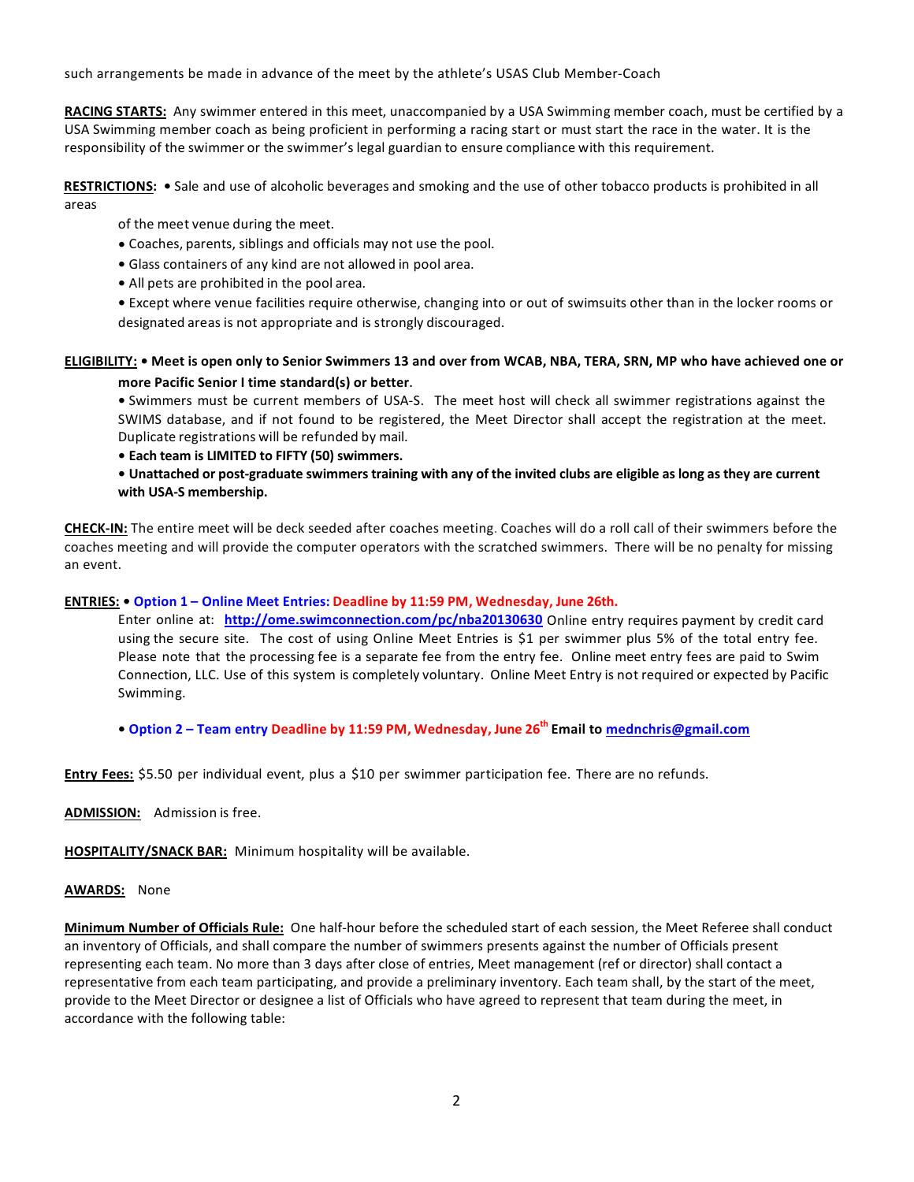such arrangements be made in advance of the meet by the athlete's USAS Club Member-Coach

**RACING STARTS:** Any swimmer entered in this meet, unaccompanied by a USA Swimming member coach, must be certified by a USA Swimming member coach as being proficient in performing a racing start or must start the race in the water. It is the responsibility of the swimmer or the swimmer's legal guardian to ensure compliance with this requirement.

**RESTRICTIONS:**

- Sale and use of alcoholic beverages and smoking and the use of other tobacco products is prohibited in all areas of the meet venue during the meet.
- Coaches, parents, siblings and officials may not use the pool.
- Glass containers of any kind are not allowed in pool area.
- All pets are prohibited in the pool area.
- Except where venue facilities require otherwise, changing into or out of swimsuits other than in the locker rooms or designated areas is not appropriate and is strongly discouraged.

**ELIGIBILITY:**

- **Meet is open only to Senior Swimmers 13 and over from WCAB, NBA, TERA, SRN, MP who have achieved one or more Pacific Senior I time standard(s) or better.**
- Swimmers must be current members of USA-S. The meet host will check all swimmer registrations against the SWIMS database, and if not found to be registered, the Meet Director shall accept the registration at the meet. Duplicate registrations will be refunded by mail.
- **Each team is LIMITED to FIFTY (50) swimmers.**
- **Unattached or post-graduate swimmers training with any of the invited clubs are eligible as long as they are current with USA-S membership.**

**CHECK-IN:** The entire meet will be deck seeded after coaches meeting. Coaches will do a roll call of their swimmers before the coaches meeting and will provide the computer operators with the scratched swimmers. There will be no penalty for missing an event.

**ENTRIES:**

- **Option 1 – Online Meet Entries: Deadline by 11:59 PM, Wednesday, June 26th.**
  Enter online at: **http://ome.swimconnection.com/pc/nba20130630** Online entry requires payment by credit card using the secure site. The cost of using Online Meet Entries is $1 per swimmer plus 5% of the total entry fee. Please note that the processing fee is a separate fee from the entry fee. Online meet entry fees are paid to Swim Connection, LLC. Use of this system is completely voluntary. Online Meet Entry is not required or expected by Pacific Swimming.

- **Option 2 – Team entry Deadline by 11:59 PM, Wednesday, June 26th Email to mednchris@gmail.com**

**Entry Fees:** $5.50 per individual event, plus a $10 per swimmer participation fee. There are no refunds.

**ADMISSION:** Admission is free.

**HOSPITALITY/SNACK BAR:** Minimum hospitality will be available.

**AWARDS:** None

**Minimum Number of Officials Rule:** One half-hour before the scheduled start of each session, the Meet Referee shall conduct an inventory of Officials, and shall compare the number of swimmers presents against the number of Officials present representing each team. No more than 3 days after close of entries, Meet management (ref or director) shall contact a representative from each team participating, and provide a preliminary inventory. Each team shall, by the start of the meet, provide to the Meet Director or designee a list of Officials who have agreed to represent that team during the meet, in accordance with the following table: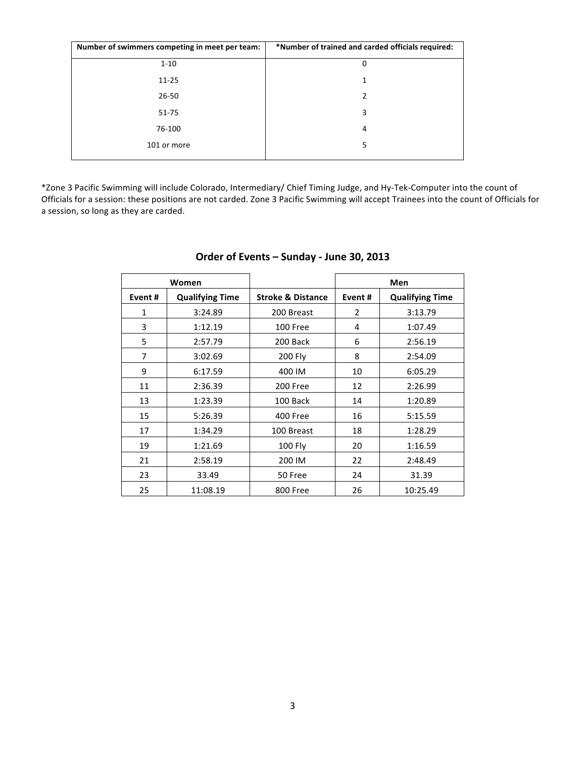| Number of swimmers competing in meet per team: | *Number of trained and carded officials required: |
|---|---|
| 1-10 | 0 |
| 11-25 | 1 |
| 26-50 | 2 |
| 51-75 | 3 |
| 76-100 | 4 |
| 101 or more | 5 |

*Zone 3 Pacific Swimming will include Colorado, Intermediary/ Chief Timing Judge, and Hy-Tek-Computer into the count of Officials for a session: these positions are not carded. Zone 3 Pacific Swimming will accept Trainees into the count of Officials for a session, so long as they are carded.

## Order of Events – Sunday - June 30, 2013

| Women | | | Men | |
|---|---|---|---|---|
| Event # | Qualifying Time | Stroke & Distance | Event # | Qualifying Time |
| 1 | 3:24.89 | 200 Breast | 2 | 3:13.79 |
| 3 | 1:12.19 | 100 Free | 4 | 1:07.49 |
| 5 | 2:57.79 | 200 Back | 6 | 2:56.19 |
| 7 | 3:02.69 | 200 Fly | 8 | 2:54.09 |
| 9 | 6:17.59 | 400 IM | 10 | 6:05.29 |
| 11 | 2:36.39 | 200 Free | 12 | 2:26.99 |
| 13 | 1:23.39 | 100 Back | 14 | 1:20.89 |
| 15 | 5:26.39 | 400 Free | 16 | 5:15.59 |
| 17 | 1:34.29 | 100 Breast | 18 | 1:28.29 |
| 19 | 1:21.69 | 100 Fly | 20 | 1:16.59 |
| 21 | 2:58.19 | 200 IM | 22 | 2:48.49 |
| 23 | 33.49 | 50 Free | 24 | 31.39 |
| 25 | 11:08.19 | 800 Free | 26 | 10:25.49 |